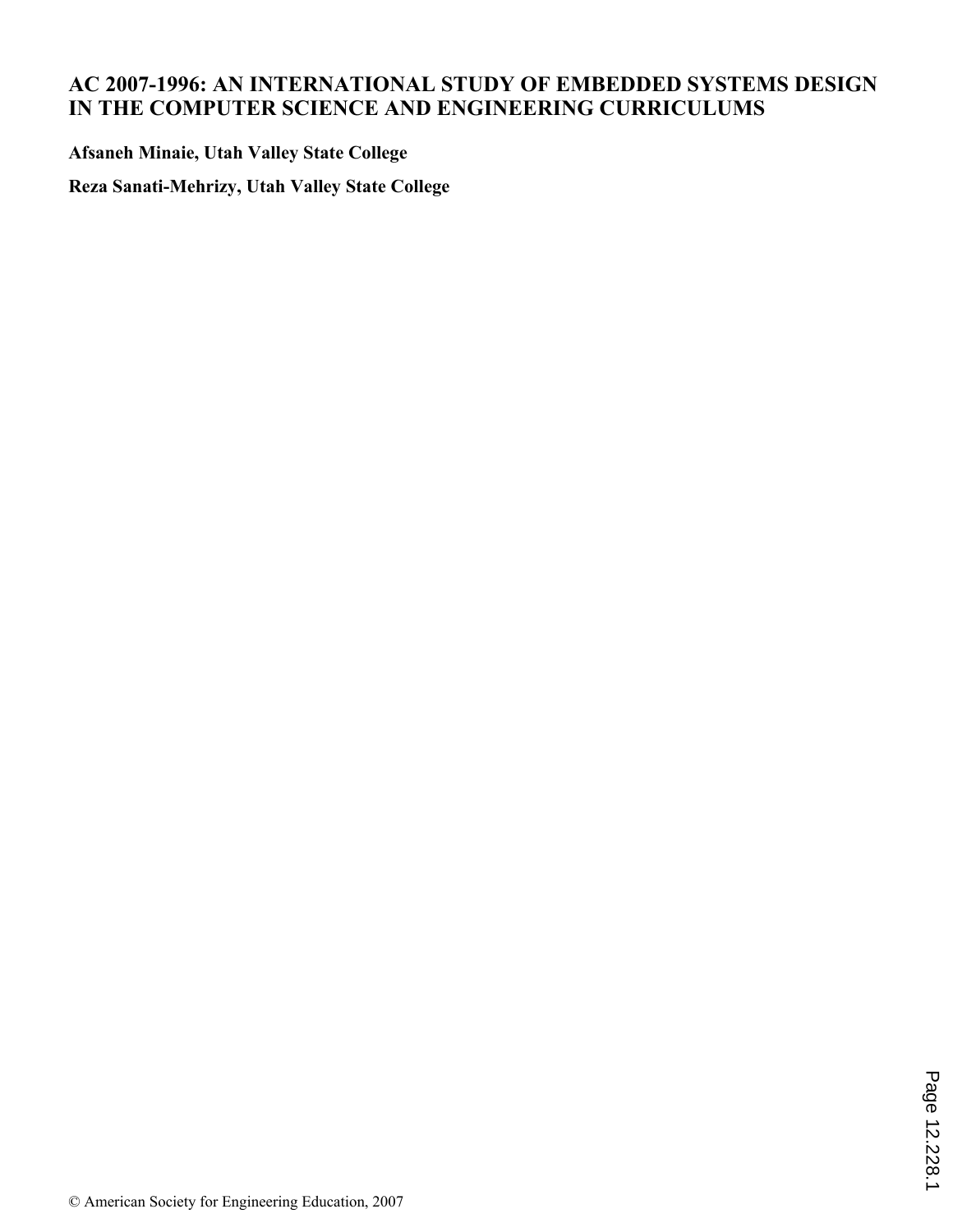# AC 2007-1996: AN INTERNATIONAL STUDY OF EMBEDDED SYSTEMS DESIGN IN THE COMPUTER SCIENCE AND ENGINEERING CURRICULUMS

**Afsaneh Minaie, Utah Valley State College**

**Reza Sanati-Mehrizy, Utah Valley State College**

© American Society for Engineering Education, 2007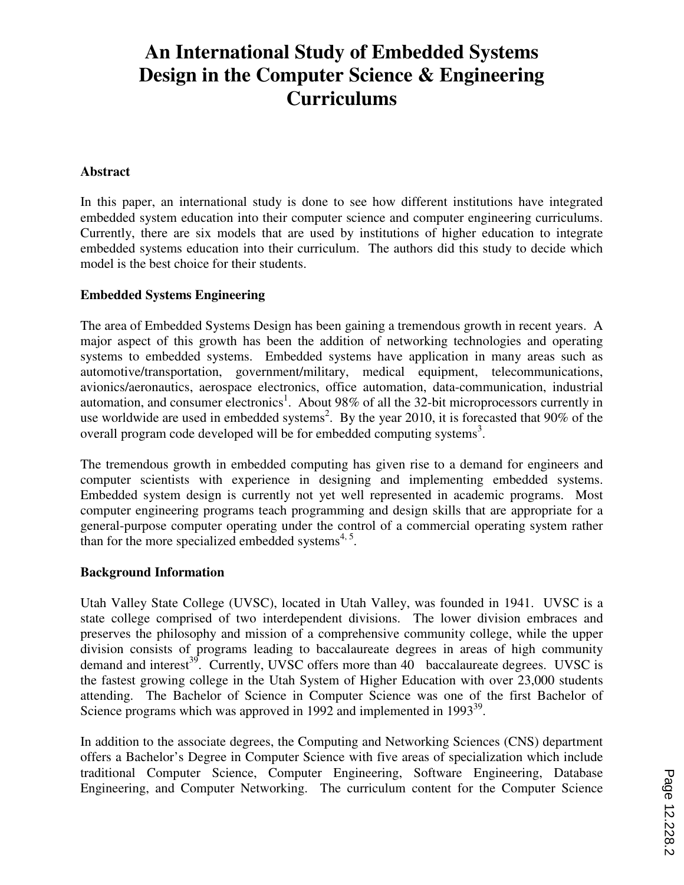# An International Study of Embedded Systems Design in the Computer Science & Engineering Curriculums

## Abstract

In this paper, an international study is done to see how different institutions have integrated embedded system education into their computer science and computer engineering curriculums. Currently, there are six models that are used by institutions of higher education to integrate embedded systems education into their curriculum. The authors did this study to decide which model is the best choice for their students.

## Embedded Systems Engineering

The area of Embedded Systems Design has been gaining a tremendous growth in recent years. A major aspect of this growth has been the addition of networking technologies and operating systems to embedded systems. Embedded systems have application in many areas such as automotive/transportation, government/military, medical equipment, telecommunications, avionics/aeronautics, aerospace electronics, office automation, data-communication, industrial automation, and consumer electronics[1]. About 98% of all the 32-bit microprocessors currently in use worldwide are used in embedded systems[2]. By the year 2010, it is forecasted that 90% of the overall program code developed will be for embedded computing systems[3].

The tremendous growth in embedded computing has given rise to a demand for engineers and computer scientists with experience in designing and implementing embedded systems. Embedded system design is currently not yet well represented in academic programs. Most computer engineering programs teach programming and design skills that are appropriate for a general-purpose computer operating under the control of a commercial operating system rather than for the more specialized embedded systems[4, 5].

## Background Information

Utah Valley State College (UVSC), located in Utah Valley, was founded in 1941. UVSC is a state college comprised of two interdependent divisions. The lower division embraces and preserves the philosophy and mission of a comprehensive community college, while the upper division consists of programs leading to baccalaureate degrees in areas of high community demand and interest[39]. Currently, UVSC offers more than 40 baccalaureate degrees. UVSC is the fastest growing college in the Utah System of Higher Education with over 23,000 students attending. The Bachelor of Science in Computer Science was one of the first Bachelor of Science programs which was approved in 1992 and implemented in 1993[39].

In addition to the associate degrees, the Computing and Networking Sciences (CNS) department offers a Bachelor's Degree in Computer Science with five areas of specialization which include traditional Computer Science, Computer Engineering, Software Engineering, Database Engineering, and Computer Networking. The curriculum content for the Computer Science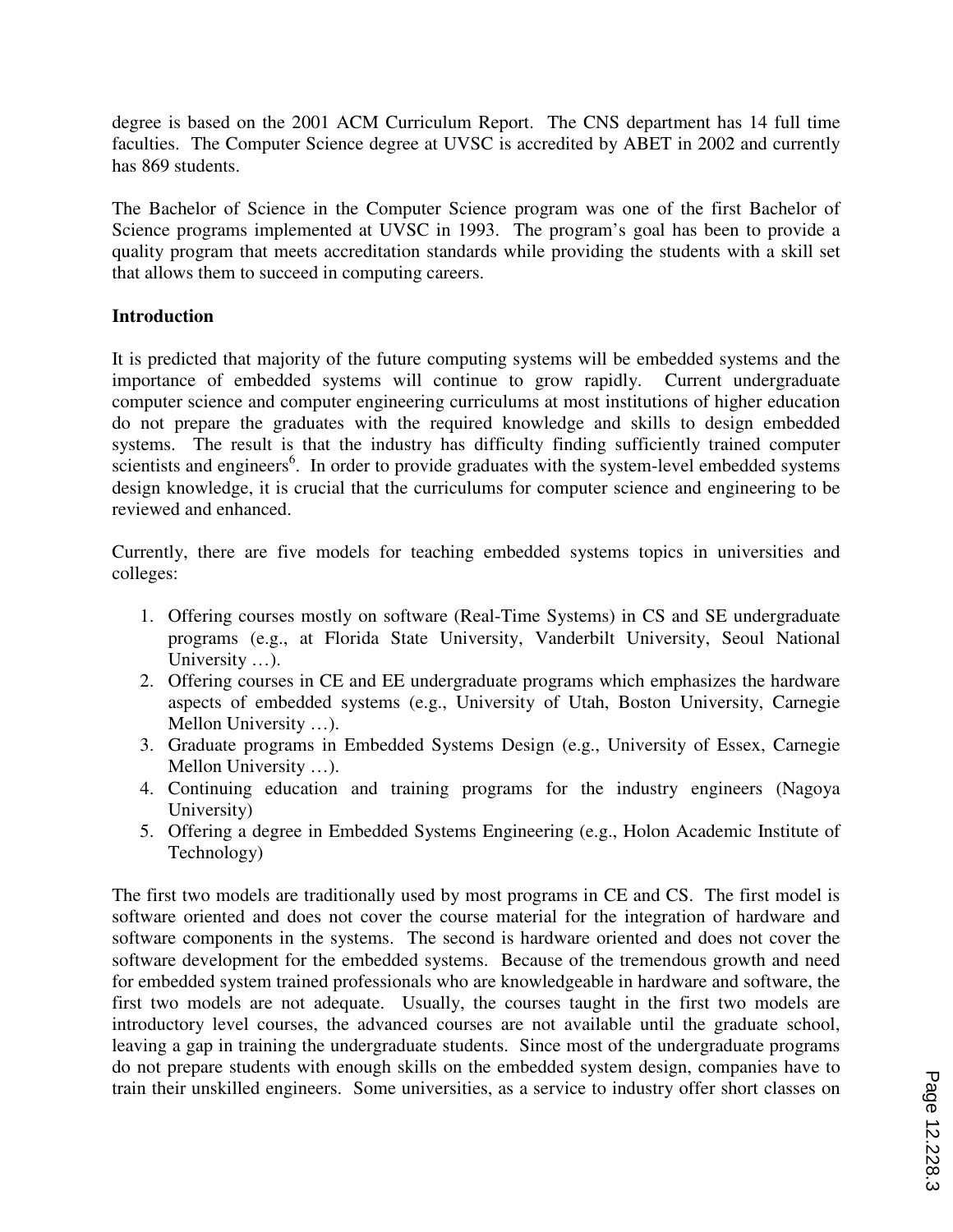degree is based on the 2001 ACM Curriculum Report. The CNS department has 14 full time faculties. The Computer Science degree at UVSC is accredited by ABET in 2002 and currently has 869 students.

The Bachelor of Science in the Computer Science program was one of the first Bachelor of Science programs implemented at UVSC in 1993. The program's goal has been to provide a quality program that meets accreditation standards while providing the students with a skill set that allows them to succeed in computing careers.

**Introduction**

It is predicted that majority of the future computing systems will be embedded systems and the importance of embedded systems will continue to grow rapidly. Current undergraduate computer science and computer engineering curriculums at most institutions of higher education do not prepare the graduates with the required knowledge and skills to design embedded systems. The result is that the industry has difficulty finding sufficiently trained computer scientists and engineers[6]. In order to provide graduates with the system-level embedded systems design knowledge, it is crucial that the curriculums for computer science and engineering to be reviewed and enhanced.

Currently, there are five models for teaching embedded systems topics in universities and colleges:

1. Offering courses mostly on software (Real-Time Systems) in CS and SE undergraduate programs (e.g., at Florida State University, Vanderbilt University, Seoul National University …).
2. Offering courses in CE and EE undergraduate programs which emphasizes the hardware aspects of embedded systems (e.g., University of Utah, Boston University, Carnegie Mellon University …).
3. Graduate programs in Embedded Systems Design (e.g., University of Essex, Carnegie Mellon University …).
4. Continuing education and training programs for the industry engineers (Nagoya University)
5. Offering a degree in Embedded Systems Engineering (e.g., Holon Academic Institute of Technology)

The first two models are traditionally used by most programs in CE and CS. The first model is software oriented and does not cover the course material for the integration of hardware and software components in the systems. The second is hardware oriented and does not cover the software development for the embedded systems. Because of the tremendous growth and need for embedded system trained professionals who are knowledgeable in hardware and software, the first two models are not adequate. Usually, the courses taught in the first two models are introductory level courses, the advanced courses are not available until the graduate school, leaving a gap in training the undergraduate students. Since most of the undergraduate programs do not prepare students with enough skills on the embedded system design, companies have to train their unskilled engineers. Some universities, as a service to industry offer short classes on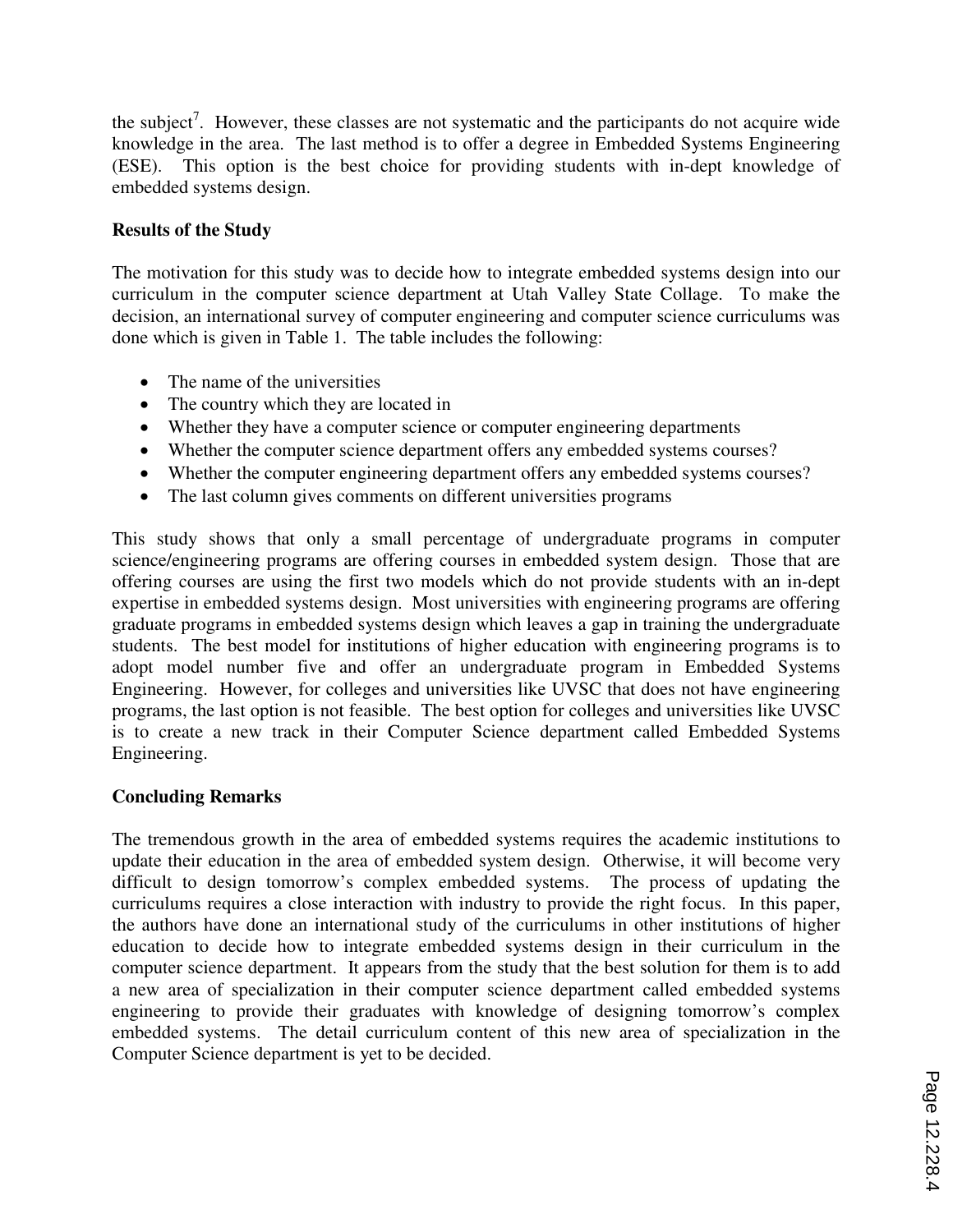the subject[7]. However, these classes are not systematic and the participants do not acquire wide knowledge in the area. The last method is to offer a degree in Embedded Systems Engineering (ESE). This option is the best choice for providing students with in-dept knowledge of embedded systems design.

**Results of the Study**

The motivation for this study was to decide how to integrate embedded systems design into our curriculum in the computer science department at Utah Valley State Collage. To make the decision, an international survey of computer engineering and computer science curriculums was done which is given in Table 1. The table includes the following:

- The name of the universities
- The country which they are located in
- Whether they have a computer science or computer engineering departments
- Whether the computer science department offers any embedded systems courses?
- Whether the computer engineering department offers any embedded systems courses?
- The last column gives comments on different universities programs

This study shows that only a small percentage of undergraduate programs in computer science/engineering programs are offering courses in embedded system design. Those that are offering courses are using the first two models which do not provide students with an in-dept expertise in embedded systems design. Most universities with engineering programs are offering graduate programs in embedded systems design which leaves a gap in training the undergraduate students. The best model for institutions of higher education with engineering programs is to adopt model number five and offer an undergraduate program in Embedded Systems Engineering. However, for colleges and universities like UVSC that does not have engineering programs, the last option is not feasible. The best option for colleges and universities like UVSC is to create a new track in their Computer Science department called Embedded Systems Engineering.

**Concluding Remarks**

The tremendous growth in the area of embedded systems requires the academic institutions to update their education in the area of embedded system design. Otherwise, it will become very difficult to design tomorrow's complex embedded systems. The process of updating the curriculums requires a close interaction with industry to provide the right focus. In this paper, the authors have done an international study of the curriculums in other institutions of higher education to decide how to integrate embedded systems design in their curriculum in the computer science department. It appears from the study that the best solution for them is to add a new area of specialization in their computer science department called embedded systems engineering to provide their graduates with knowledge of designing tomorrow's complex embedded systems. The detail curriculum content of this new area of specialization in the Computer Science department is yet to be decided.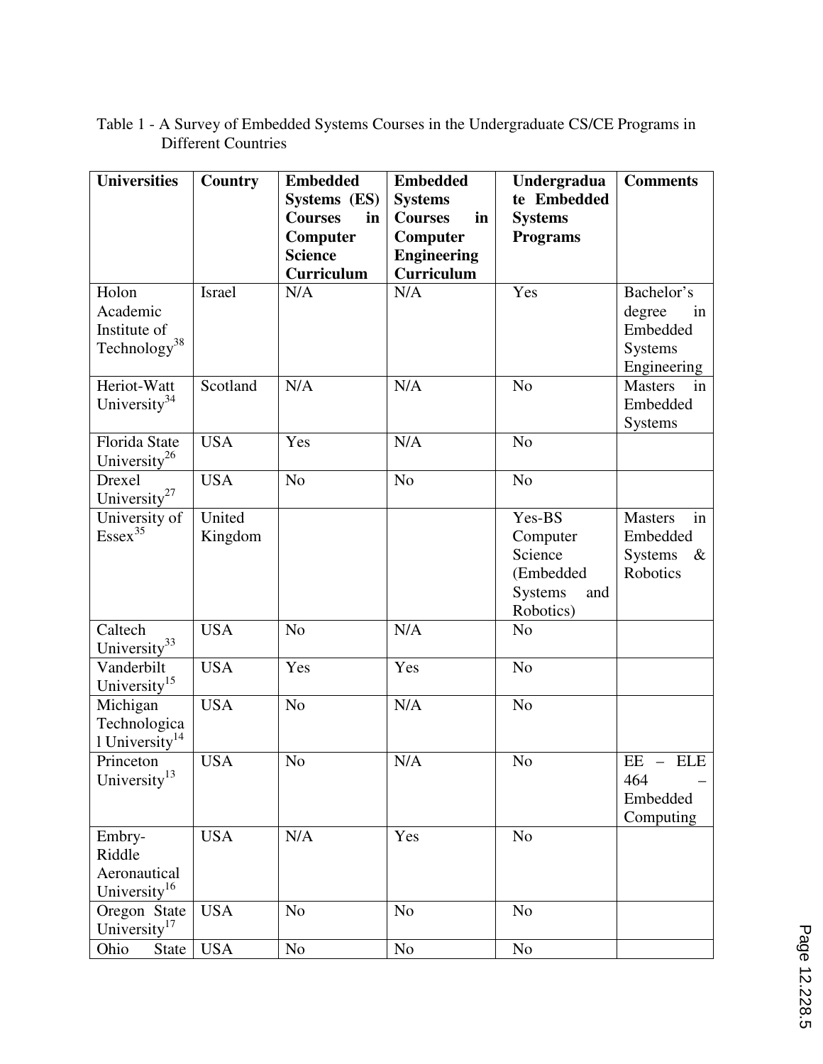Table 1 - A Survey of Embedded Systems Courses in the Undergraduate CS/CE Programs in Different Countries

| Universities | Country | Embedded Systems (ES) Courses in Computer Science Curriculum | Embedded Systems Courses in Computer Engineering Curriculum | Undergraduate Embedded Systems Programs | Comments |
|---|---|---|---|---|---|
| Holon Academic Institute of Technology[38] | Israel | N/A | N/A | Yes | Bachelor's degree in Embedded Systems Engineering |
| Heriot-Watt University[34] | Scotland | N/A | N/A | No | Masters in Embedded Systems |
| Florida State University[26] | USA | Yes | N/A | No | |
| Drexel University[27] | USA | No | No | No | |
| University of Essex[35] | United Kingdom | | | Yes-BS Computer Science (Embedded Systems and Robotics) | Masters in Embedded Systems & Robotics |
| Caltech University[33] | USA | No | N/A | No | |
| Vanderbilt University[15] | USA | Yes | Yes | No | |
| Michigan Technological University[14] | USA | No | N/A | No | |
| Princeton University[13] | USA | No | N/A | No | EE – ELE 464 – Embedded Computing |
| Embry-Riddle Aeronautical University[16] | USA | N/A | Yes | No | |
| Oregon State University[17] | USA | No | No | No | |
| Ohio State | USA | No | No | No | |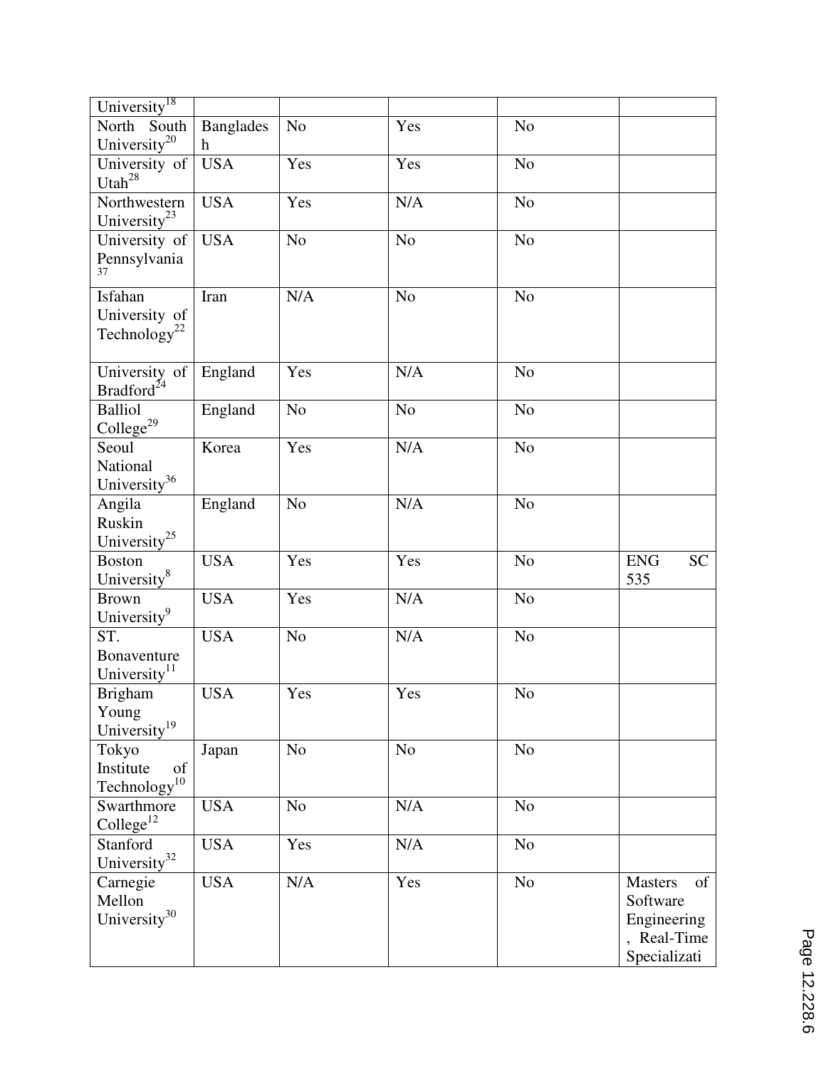| | | | | | |
|---|---|---|---|---|---|
| University[18] | | | | | |
| North South University[20] | Bangladesh | No | Yes | No | |
| University of Utah[28] | USA | Yes | Yes | No | |
| Northwestern University[23] | USA | Yes | N/A | No | |
| University of Pennsylvania[37] | USA | No | No | No | |
| Isfahan University of Technology[22] | Iran | N/A | No | No | |
| University of Bradford[24] | England | Yes | N/A | No | |
| Balliol College[29] | England | No | No | No | |
| Seoul National University[36] | Korea | Yes | N/A | No | |
| Angila Ruskin University[25] | England | No | N/A | No | |
| Boston University[8] | USA | Yes | Yes | No | ENG SC 535 |
| Brown University[9] | USA | Yes | N/A | No | |
| ST. Bonaventure University[11] | USA | No | N/A | No | |
| Brigham Young University[19] | USA | Yes | Yes | No | |
| Tokyo Institute of Technology[10] | Japan | No | No | No | |
| Swarthmore College[12] | USA | No | N/A | No | |
| Stanford University[32] | USA | Yes | N/A | No | |
| Carnegie Mellon University[30] | USA | N/A | Yes | No | Masters of Software Engineering, Real-Time Specializati |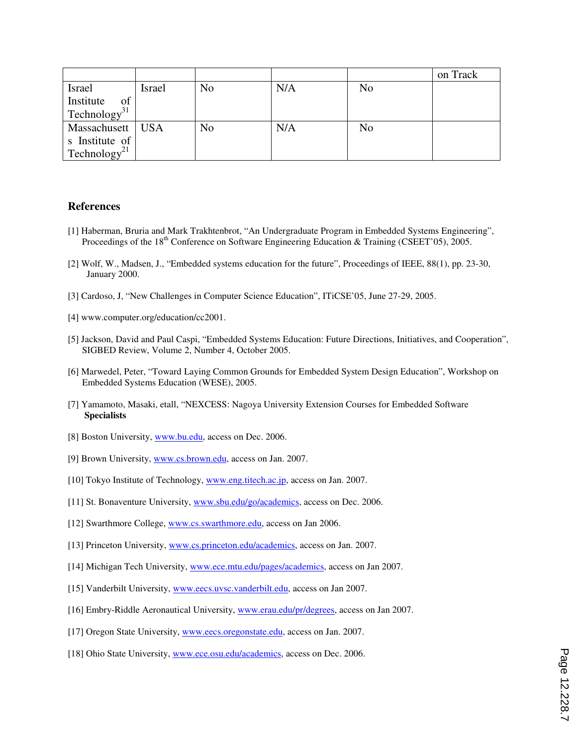| | | | | | on Track |
|---|---|---|---|---|---|
| Israel Institute of Technology[31] | Israel | No | N/A | No | |
| Massachusetts Institute of Technology[21] | USA | No | N/A | No | |

## References

[1] Haberman, Bruria and Mark Trakhtenbrot, "An Undergraduate Program in Embedded Systems Engineering", Proceedings of the 18th Conference on Software Engineering Education & Training (CSEET'05), 2005.

[2] Wolf, W., Madsen, J., "Embedded systems education for the future", Proceedings of IEEE, 88(1), pp. 23-30, January 2000.

[3] Cardoso, J, "New Challenges in Computer Science Education", ITiCSE'05, June 27-29, 2005.

[4] www.computer.org/education/cc2001.

[5] Jackson, David and Paul Caspi, "Embedded Systems Education: Future Directions, Initiatives, and Cooperation", SIGBED Review, Volume 2, Number 4, October 2005.

[6] Marwedel, Peter, "Toward Laying Common Grounds for Embedded System Design Education", Workshop on Embedded Systems Education (WESE), 2005.

[7] Yamamoto, Masaki, etall, "NEXCESS: Nagoya University Extension Courses for Embedded Software **Specialists**

[8] Boston University, www.bu.edu, access on Dec. 2006.

[9] Brown University, www.cs.brown.edu, access on Jan. 2007.

[10] Tokyo Institute of Technology, www.eng.titech.ac.jp, access on Jan. 2007.

[11] St. Bonaventure University, www.sbu.edu/go/academics, access on Dec. 2006.

[12] Swarthmore College, www.cs.swarthmore.edu, access on Jan 2006.

[13] Princeton University, www.cs.princeton.edu/academics, access on Jan. 2007.

[14] Michigan Tech University, www.ece.mtu.edu/pages/academics, access on Jan 2007.

[15] Vanderbilt University, www.eecs.uvsc.vanderbilt.edu, access on Jan 2007.

[16] Embry-Riddle Aeronautical University, www.erau.edu/pr/degrees, access on Jan 2007.

[17] Oregon State University, www.eecs.oregonstate.edu, access on Jan. 2007.

[18] Ohio State University, www.ece.osu.edu/academics, access on Dec. 2006.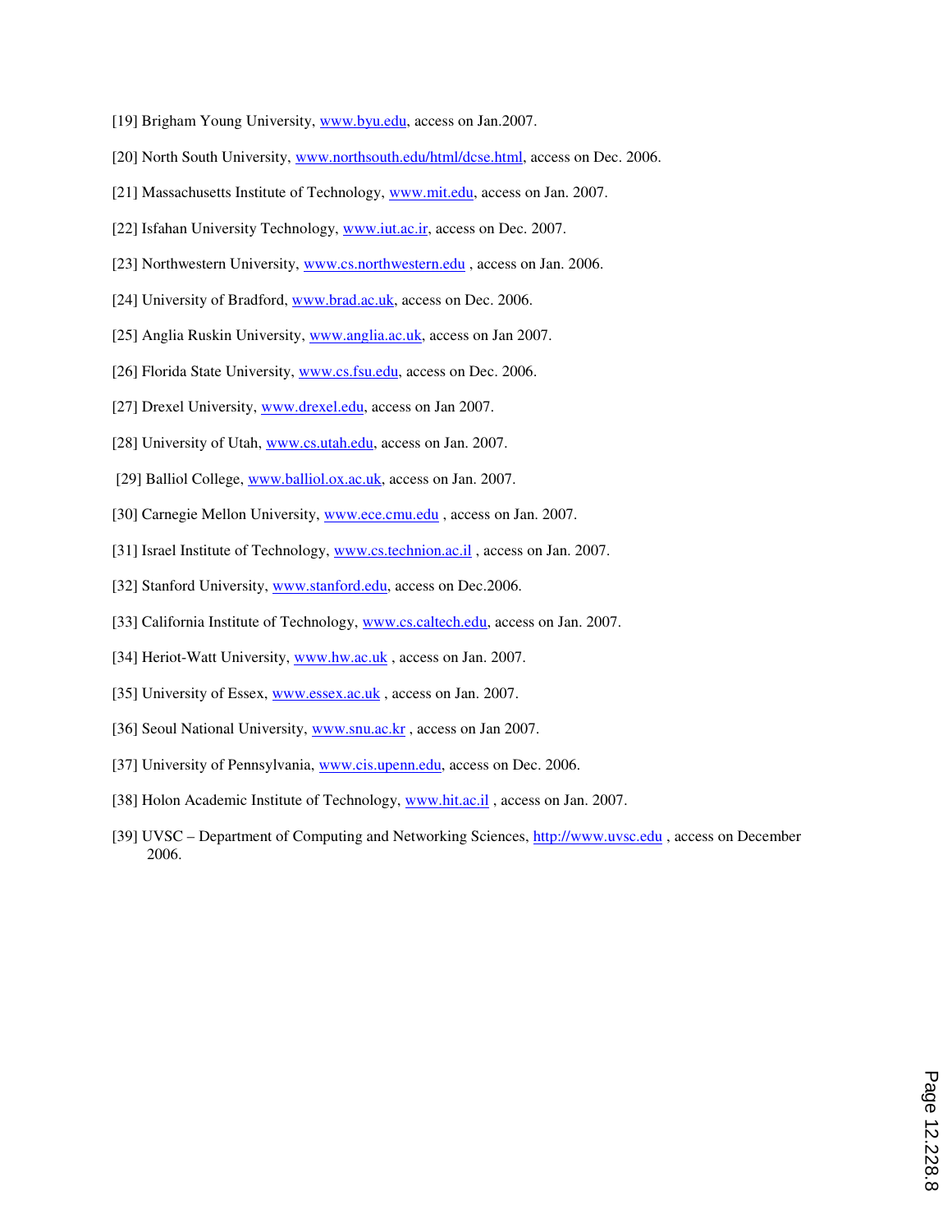[19] Brigham Young University, www.byu.edu, access on Jan.2007.

[20] North South University, www.northsouth.edu/html/dcse.html, access on Dec. 2006.

[21] Massachusetts Institute of Technology, www.mit.edu, access on Jan. 2007.

[22] Isfahan University Technology, www.iut.ac.ir, access on Dec. 2007.

[23] Northwestern University, www.cs.northwestern.edu , access on Jan. 2006.

[24] University of Bradford, www.brad.ac.uk, access on Dec. 2006.

[25] Anglia Ruskin University, www.anglia.ac.uk, access on Jan 2007.

[26] Florida State University, www.cs.fsu.edu, access on Dec. 2006.

[27] Drexel University, www.drexel.edu, access on Jan 2007.

[28] University of Utah, www.cs.utah.edu, access on Jan. 2007.

[29] Balliol College, www.balliol.ox.ac.uk, access on Jan. 2007.

[30] Carnegie Mellon University, www.ece.cmu.edu , access on Jan. 2007.

[31] Israel Institute of Technology, www.cs.technion.ac.il , access on Jan. 2007.

[32] Stanford University, www.stanford.edu, access on Dec.2006.

[33] California Institute of Technology, www.cs.caltech.edu, access on Jan. 2007.

[34] Heriot-Watt University, www.hw.ac.uk , access on Jan. 2007.

[35] University of Essex, www.essex.ac.uk , access on Jan. 2007.

[36] Seoul National University, www.snu.ac.kr , access on Jan 2007.

[37] University of Pennsylvania, www.cis.upenn.edu, access on Dec. 2006.

[38] Holon Academic Institute of Technology, www.hit.ac.il , access on Jan. 2007.

[39] UVSC – Department of Computing and Networking Sciences, http://www.uvsc.edu , access on December 2006.